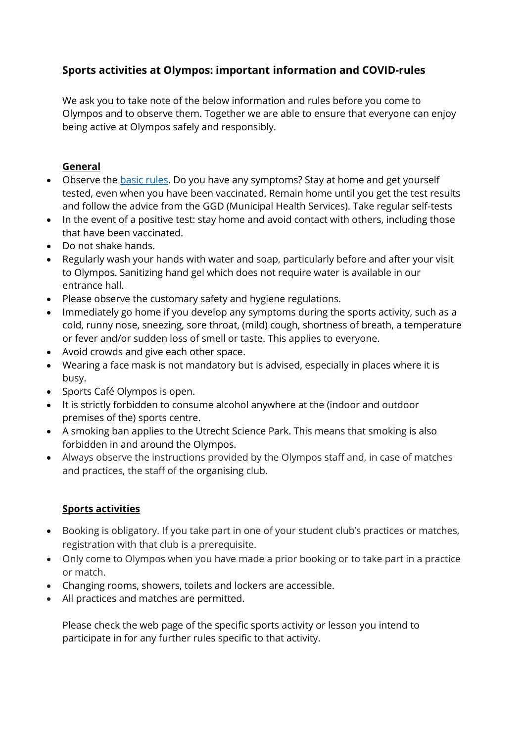## Sports activities at Olympos: important information and COVID-rules

We ask you to take note of the below information and rules before you come to Olympos and to observe them. Together we are able to ensure that everyone can enjoy being active at Olympos safely and responsibly.

### General

- Observe the basic rules. Do you have any symptoms? Stay at home and get yourself tested, even when you have been vaccinated. Remain home until you get the test results and follow the advice from the GGD (Municipal Health Services). Take regular self-tests
- In the event of a positive test: stay home and avoid contact with others, including those that have been vaccinated.
- Do not shake hands.
- Regularly wash your hands with water and soap, particularly before and after your visit to Olympos. Sanitizing hand gel which does not require water is available in our entrance hall.
- Please observe the customary safety and hygiene regulations.
- Immediately go home if you develop any symptoms during the sports activity, such as a cold, runny nose, sneezing, sore throat, (mild) cough, shortness of breath, a temperature or fever and/or sudden loss of smell or taste. This applies to everyone.
- Avoid crowds and give each other space.
- Wearing a face mask is not mandatory but is advised, especially in places where it is busy.
- Sports Café Olympos is open.
- It is strictly forbidden to consume alcohol anywhere at the (indoor and outdoor premises of the) sports centre.
- A smoking ban applies to the Utrecht Science Park. This means that smoking is also forbidden in and around the Olympos.
- Always observe the instructions provided by the Olympos staff and, in case of matches and practices, the staff of the organising club.

### Sports activities

- Booking is obligatory. If you take part in one of your student club's practices or matches, registration with that club is a prerequisite.
- Only come to Olympos when you have made a prior booking or to take part in a practice or match.
- Changing rooms, showers, toilets and lockers are accessible.
- All practices and matches are permitted.

Please check the web page of the specific sports activity or lesson you intend to participate in for any further rules specific to that activity.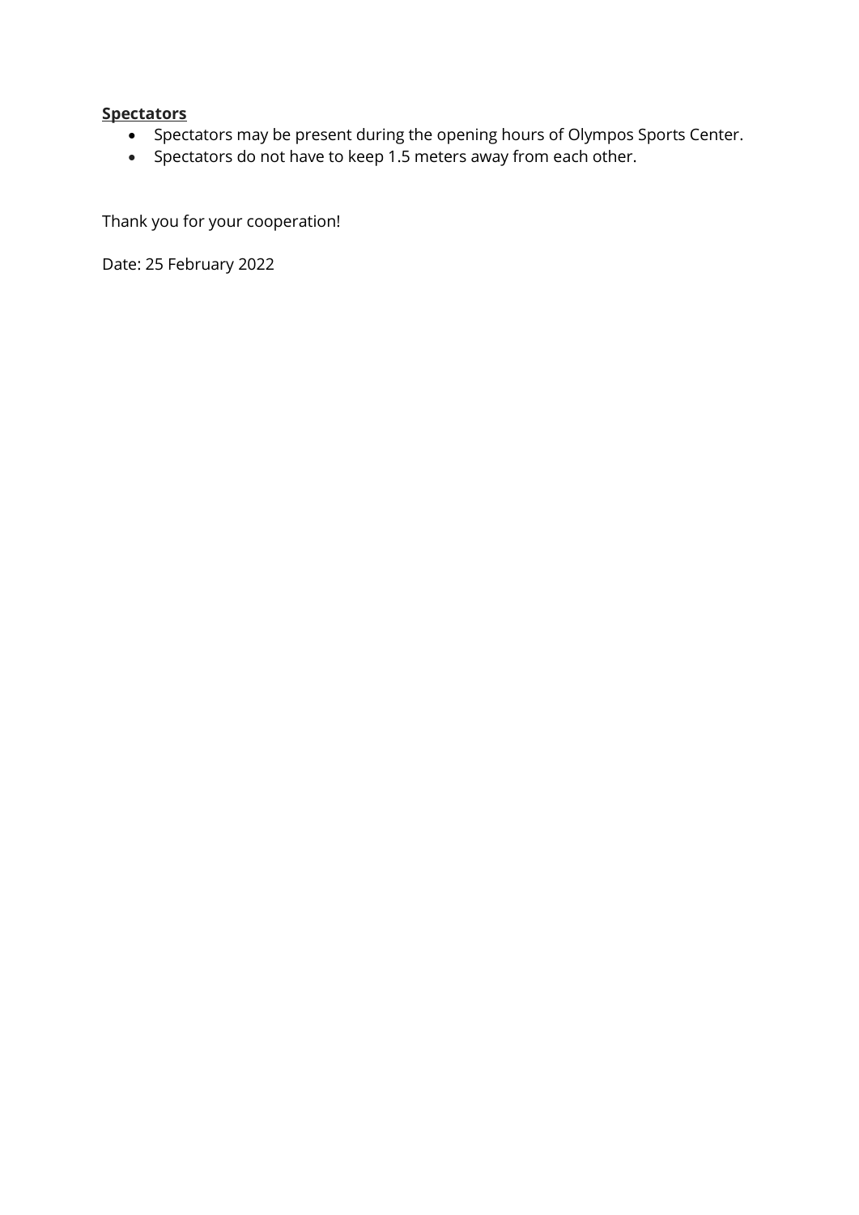**Spectators**

- Spectators may be present during the opening hours of Olympos Sports Center.
- Spectators do not have to keep 1.5 meters away from each other.

Thank you for your cooperation!

Date: 25 February 2022